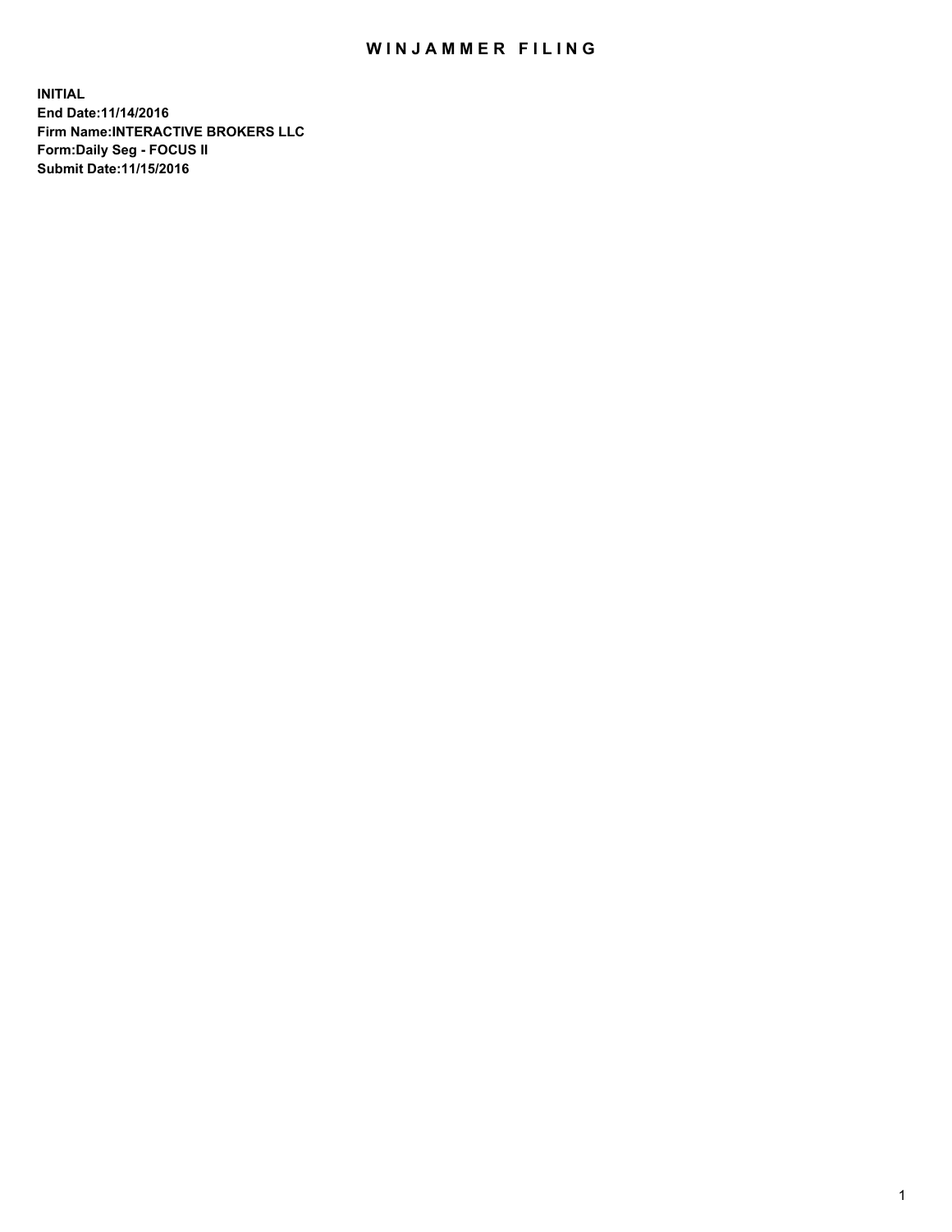# WINJAMMER FILING

**INITIAL**
**End Date:11/14/2016**
**Firm Name:INTERACTIVE BROKERS LLC**
**Form:Daily Seg - FOCUS II**
**Submit Date:11/15/2016**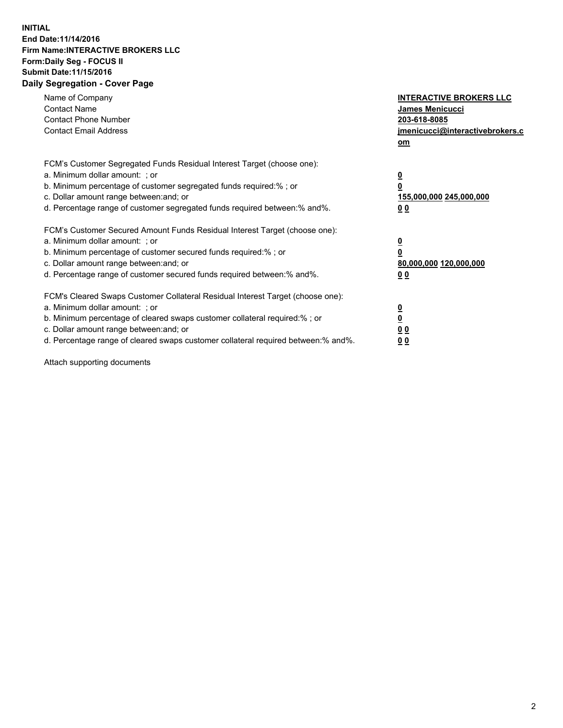**INITIAL**
**End Date:11/14/2016**
**Firm Name:INTERACTIVE BROKERS LLC**
**Form:Daily Seg - FOCUS II**
**Submit Date:11/15/2016**

## Daily Segregation - Cover Page

| | |
|---|---|
| Name of Company | **INTERACTIVE BROKERS LLC** |
| Contact Name | **James Menicucci** |
| Contact Phone Number | **203-618-8085** |
| Contact Email Address | **jmenicucci@interactivebrokers.com** |

FCM's Customer Segregated Funds Residual Interest Target (choose one):

| | |
|---|---|
| a. Minimum dollar amount: ; or | **0** |
| b. Minimum percentage of customer segregated funds required:% ; or | **0** |
| c. Dollar amount range between:and; or | **155,000,000 245,000,000** |
| d. Percentage range of customer segregated funds required between:% and%. | **0 0** |

FCM's Customer Secured Amount Funds Residual Interest Target (choose one):

| | |
|---|---|
| a. Minimum dollar amount: ; or | **0** |
| b. Minimum percentage of customer secured funds required:% ; or | **0** |
| c. Dollar amount range between:and; or | **80,000,000 120,000,000** |
| d. Percentage range of customer secured funds required between:% and%. | **0 0** |

FCM's Cleared Swaps Customer Collateral Residual Interest Target (choose one):

| | |
|---|---|
| a. Minimum dollar amount: ; or | **0** |
| b. Minimum percentage of cleared swaps customer collateral required:% ; or | **0** |
| c. Dollar amount range between:and; or | **0 0** |
| d. Percentage range of cleared swaps customer collateral required between:% and%. | **0 0** |

Attach supporting documents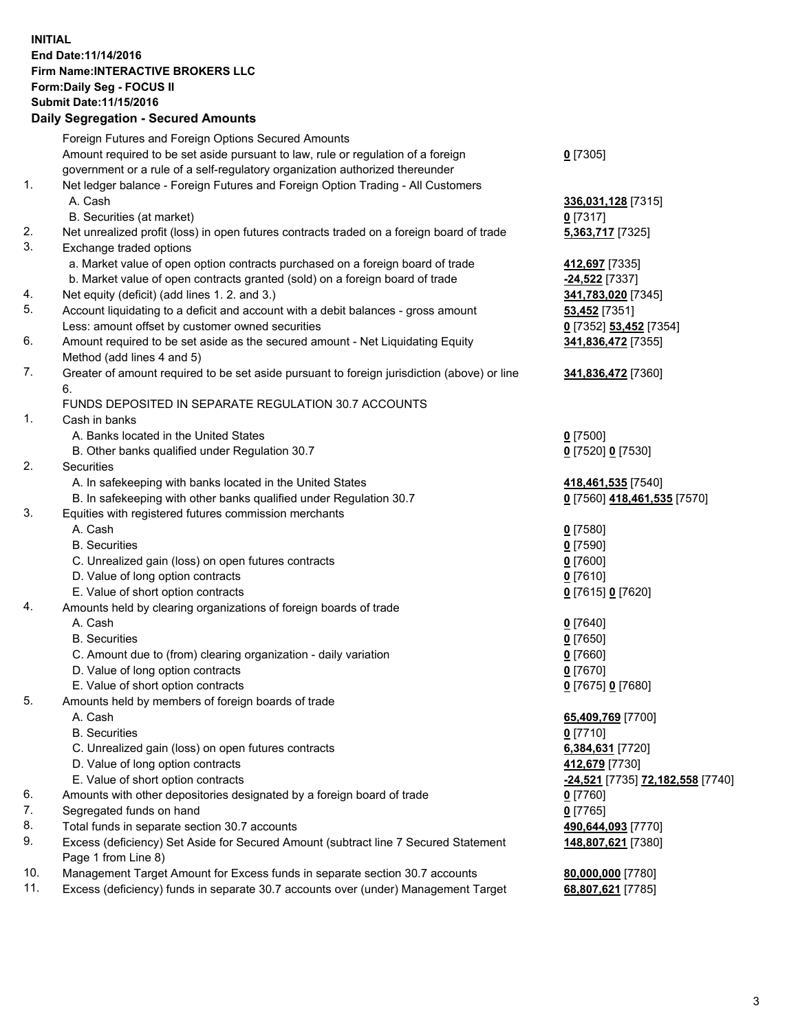**INITIAL**
**End Date:11/14/2016**
**Firm Name:INTERACTIVE BROKERS LLC**
**Form:Daily Seg - FOCUS II**
**Submit Date:11/15/2016**

**Daily Segregation - Secured Amounts**

| | | |
|---|---|---|
| | Foreign Futures and Foreign Options Secured Amounts | |
| | Amount required to be set aside pursuant to law, rule or regulation of a foreign government or a rule of a self-regulatory organization authorized thereunder | **0** [7305] |
| 1. | Net ledger balance - Foreign Futures and Foreign Option Trading - All Customers | |
| | A. Cash | **336,031,128** [7315] |
| | B. Securities (at market) | **0** [7317] |
| 2. | Net unrealized profit (loss) in open futures contracts traded on a foreign board of trade | **5,363,717** [7325] |
| 3. | Exchange traded options | |
| | a. Market value of open option contracts purchased on a foreign board of trade | **412,697** [7335] |
| | b. Market value of open contracts granted (sold) on a foreign board of trade | **-24,522** [7337] |
| 4. | Net equity (deficit) (add lines 1. 2. and 3.) | **341,783,020** [7345] |
| 5. | Account liquidating to a deficit and account with a debit balances - gross amount | **53,452** [7351] |
| | Less: amount offset by customer owned securities | **0** [7352] **53,452** [7354] |
| 6. | Amount required to be set aside as the secured amount - Net Liquidating Equity Method (add lines 4 and 5) | **341,836,472** [7355] |
| 7. | Greater of amount required to be set aside pursuant to foreign jurisdiction (above) or line 6. | **341,836,472** [7360] |
| | FUNDS DEPOSITED IN SEPARATE REGULATION 30.7 ACCOUNTS | |
| 1. | Cash in banks | |
| | A. Banks located in the United States | **0** [7500] |
| | B. Other banks qualified under Regulation 30.7 | **0** [7520] **0** [7530] |
| 2. | Securities | |
| | A. In safekeeping with banks located in the United States | **418,461,535** [7540] |
| | B. In safekeeping with other banks qualified under Regulation 30.7 | **0** [7560] **418,461,535** [7570] |
| 3. | Equities with registered futures commission merchants | |
| | A. Cash | **0** [7580] |
| | B. Securities | **0** [7590] |
| | C. Unrealized gain (loss) on open futures contracts | **0** [7600] |
| | D. Value of long option contracts | **0** [7610] |
| | E. Value of short option contracts | **0** [7615] **0** [7620] |
| 4. | Amounts held by clearing organizations of foreign boards of trade | |
| | A. Cash | **0** [7640] |
| | B. Securities | **0** [7650] |
| | C. Amount due to (from) clearing organization - daily variation | **0** [7660] |
| | D. Value of long option contracts | **0** [7670] |
| | E. Value of short option contracts | **0** [7675] **0** [7680] |
| 5. | Amounts held by members of foreign boards of trade | |
| | A. Cash | **65,409,769** [7700] |
| | B. Securities | **0** [7710] |
| | C. Unrealized gain (loss) on open futures contracts | **6,384,631** [7720] |
| | D. Value of long option contracts | **412,679** [7730] |
| | E. Value of short option contracts | **-24,521** [7735] **72,182,558** [7740] |
| 6. | Amounts with other depositories designated by a foreign board of trade | **0** [7760] |
| 7. | Segregated funds on hand | **0** [7765] |
| 8. | Total funds in separate section 30.7 accounts | **490,644,093** [7770] |
| 9. | Excess (deficiency) Set Aside for Secured Amount (subtract line 7 Secured Statement Page 1 from Line 8) | **148,807,621** [7380] |
| 10. | Management Target Amount for Excess funds in separate section 30.7 accounts | **80,000,000** [7780] |
| 11. | Excess (deficiency) funds in separate 30.7 accounts over (under) Management Target | **68,807,621** [7785] |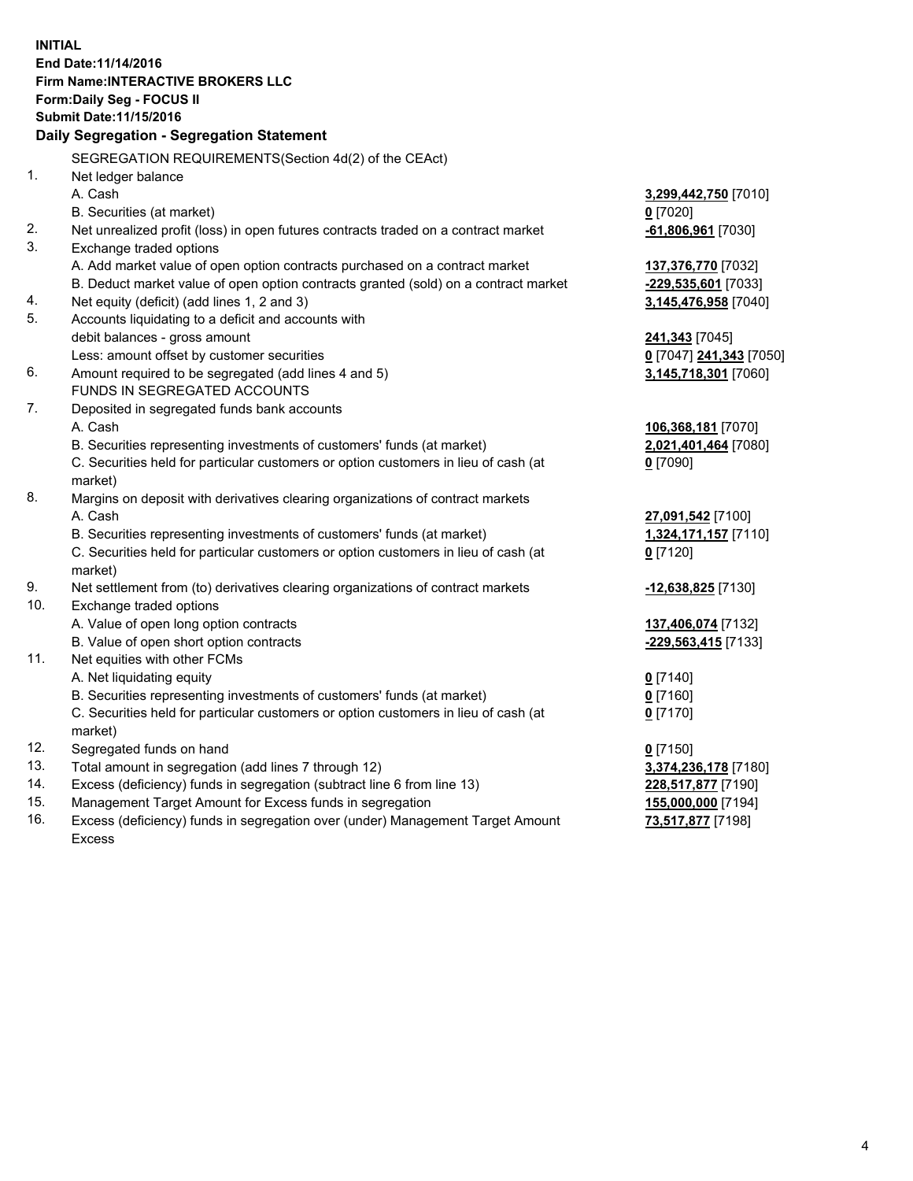**INITIAL**
**End Date:11/14/2016**
**Firm Name:INTERACTIVE BROKERS LLC**
**Form:Daily Seg - FOCUS II**
**Submit Date:11/15/2016**

**Daily Segregation - Segregation Statement**

| | | |
|---|---|---|
| | SEGREGATION REQUIREMENTS(Section 4d(2) of the CEAct) | |
| 1. | Net ledger balance | |
| | A. Cash | **3,299,442,750** [7010] |
| | B. Securities (at market) | **0** [7020] |
| 2. | Net unrealized profit (loss) in open futures contracts traded on a contract market | **-61,806,961** [7030] |
| 3. | Exchange traded options | |
| | A. Add market value of open option contracts purchased on a contract market | **137,376,770** [7032] |
| | B. Deduct market value of open option contracts granted (sold) on a contract market | **-229,535,601** [7033] |
| 4. | Net equity (deficit) (add lines 1, 2 and 3) | **3,145,476,958** [7040] |
| 5. | Accounts liquidating to a deficit and accounts with debit balances - gross amount | **241,343** [7045] |
| | Less: amount offset by customer securities | **0** [7047] **241,343** [7050] |
| 6. | Amount required to be segregated (add lines 4 and 5) | **3,145,718,301** [7060] |
| | FUNDS IN SEGREGATED ACCOUNTS | |
| 7. | Deposited in segregated funds bank accounts | |
| | A. Cash | **106,368,181** [7070] |
| | B. Securities representing investments of customers' funds (at market) | **2,021,401,464** [7080] |
| | C. Securities held for particular customers or option customers in lieu of cash (at market) | **0** [7090] |
| 8. | Margins on deposit with derivatives clearing organizations of contract markets | |
| | A. Cash | **27,091,542** [7100] |
| | B. Securities representing investments of customers' funds (at market) | **1,324,171,157** [7110] |
| | C. Securities held for particular customers or option customers in lieu of cash (at market) | **0** [7120] |
| 9. | Net settlement from (to) derivatives clearing organizations of contract markets | **-12,638,825** [7130] |
| 10. | Exchange traded options | |
| | A. Value of open long option contracts | **137,406,074** [7132] |
| | B. Value of open short option contracts | **-229,563,415** [7133] |
| 11. | Net equities with other FCMs | |
| | A. Net liquidating equity | **0** [7140] |
| | B. Securities representing investments of customers' funds (at market) | **0** [7160] |
| | C. Securities held for particular customers or option customers in lieu of cash (at market) | **0** [7170] |
| 12. | Segregated funds on hand | **0** [7150] |
| 13. | Total amount in segregation (add lines 7 through 12) | **3,374,236,178** [7180] |
| 14. | Excess (deficiency) funds in segregation (subtract line 6 from line 13) | **228,517,877** [7190] |
| 15. | Management Target Amount for Excess funds in segregation | **155,000,000** [7194] |
| 16. | Excess (deficiency) funds in segregation over (under) Management Target Amount Excess | **73,517,877** [7198] |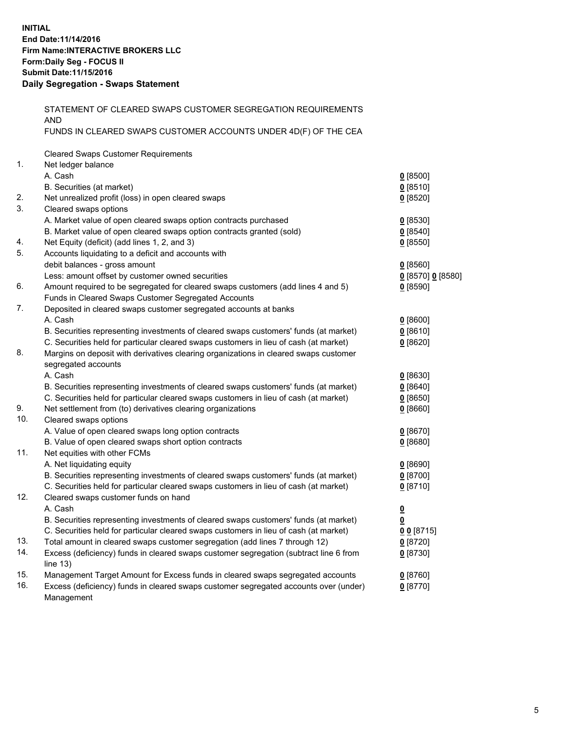**INITIAL**
**End Date:11/14/2016**
**Firm Name:INTERACTIVE BROKERS LLC**
**Form:Daily Seg - FOCUS II**
**Submit Date:11/15/2016**
**Daily Segregation - Swaps Statement**

STATEMENT OF CLEARED SWAPS CUSTOMER SEGREGATION REQUIREMENTS AND FUNDS IN CLEARED SWAPS CUSTOMER ACCOUNTS UNDER 4D(F) OF THE CEA

| | | |
|---|---|---|
| | Cleared Swaps Customer Requirements | |
| 1. | Net ledger balance | |
| | A. Cash | 0 [8500] |
| | B. Securities (at market) | 0 [8510] |
| 2. | Net unrealized profit (loss) in open cleared swaps | 0 [8520] |
| 3. | Cleared swaps options | |
| | A. Market value of open cleared swaps option contracts purchased | 0 [8530] |
| | B. Market value of open cleared swaps option contracts granted (sold) | 0 [8540] |
| 4. | Net Equity (deficit) (add lines 1, 2, and 3) | 0 [8550] |
| 5. | Accounts liquidating to a deficit and accounts with debit balances - gross amount | 0 [8560] |
| | Less: amount offset by customer owned securities | 0 [8570] 0 [8580] |
| 6. | Amount required to be segregated for cleared swaps customers (add lines 4 and 5) | 0 [8590] |
| | Funds in Cleared Swaps Customer Segregated Accounts | |
| 7. | Deposited in cleared swaps customer segregated accounts at banks | |
| | A. Cash | 0 [8600] |
| | B. Securities representing investments of cleared swaps customers' funds (at market) | 0 [8610] |
| | C. Securities held for particular cleared swaps customers in lieu of cash (at market) | 0 [8620] |
| 8. | Margins on deposit with derivatives clearing organizations in cleared swaps customer segregated accounts | |
| | A. Cash | 0 [8630] |
| | B. Securities representing investments of cleared swaps customers' funds (at market) | 0 [8640] |
| | C. Securities held for particular cleared swaps customers in lieu of cash (at market) | 0 [8650] |
| 9. | Net settlement from (to) derivatives clearing organizations | 0 [8660] |
| 10. | Cleared swaps options | |
| | A. Value of open cleared swaps long option contracts | 0 [8670] |
| | B. Value of open cleared swaps short option contracts | 0 [8680] |
| 11. | Net equities with other FCMs | |
| | A. Net liquidating equity | 0 [8690] |
| | B. Securities representing investments of cleared swaps customers' funds (at market) | 0 [8700] |
| | C. Securities held for particular cleared swaps customers in lieu of cash (at market) | 0 [8710] |
| 12. | Cleared swaps customer funds on hand | |
| | A. Cash | 0 |
| | B. Securities representing investments of cleared swaps customers' funds (at market) | 0 |
| | C. Securities held for particular cleared swaps customers in lieu of cash (at market) | 0 0 [8715] |
| 13. | Total amount in cleared swaps customer segregation (add lines 7 through 12) | 0 [8720] |
| 14. | Excess (deficiency) funds in cleared swaps customer segregation (subtract line 6 from line 13) | 0 [8730] |
| 15. | Management Target Amount for Excess funds in cleared swaps segregated accounts | 0 [8760] |
| 16. | Excess (deficiency) funds in cleared swaps customer segregated accounts over (under) Management | 0 [8770] |